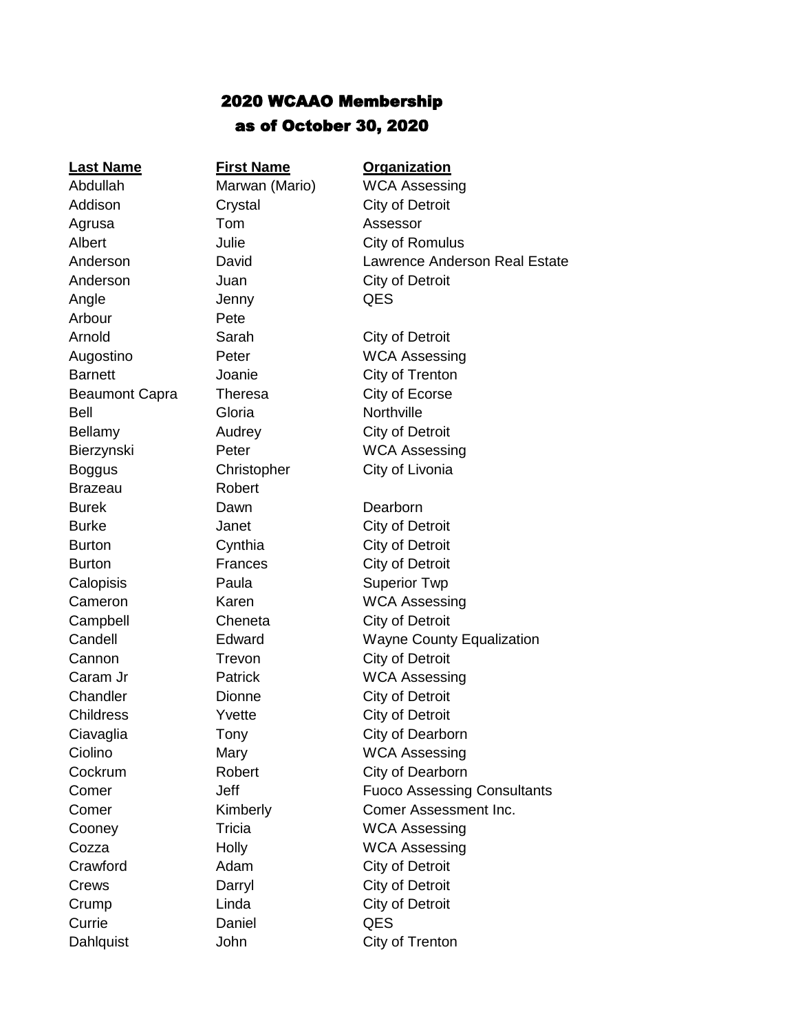# 2020 WCAAO Membership
## as of October 30, 2020

| Last Name | First Name | Organization |
| --- | --- | --- |
| Abdullah | Marwan (Mario) | WCA Assessing |
| Addison | Crystal | City of Detroit |
| Agrusa | Tom | Assessor |
| Albert | Julie | City of Romulus |
| Anderson | David | Lawrence Anderson Real Estate |
| Anderson | Juan | City of Detroit |
| Angle | Jenny | QES |
| Arbour | Pete | |
| Arnold | Sarah | City of Detroit |
| Augostino | Peter | WCA Assessing |
| Barnett | Joanie | City of Trenton |
| Beaumont Capra | Theresa | City of Ecorse |
| Bell | Gloria | Northville |
| Bellamy | Audrey | City of Detroit |
| Bierzynski | Peter | WCA Assessing |
| Boggus | Christopher | City of Livonia |
| Brazeau | Robert | |
| Burek | Dawn | Dearborn |
| Burke | Janet | City of Detroit |
| Burton | Cynthia | City of Detroit |
| Burton | Frances | City of Detroit |
| Calopisis | Paula | Superior Twp |
| Cameron | Karen | WCA Assessing |
| Campbell | Cheneta | City of Detroit |
| Candell | Edward | Wayne County Equalization |
| Cannon | Trevon | City of Detroit |
| Caram Jr | Patrick | WCA Assessing |
| Chandler | Dionne | City of Detroit |
| Childress | Yvette | City of Detroit |
| Ciavaglia | Tony | City of Dearborn |
| Ciolino | Mary | WCA Assessing |
| Cockrum | Robert | City of Dearborn |
| Comer | Jeff | Fuoco Assessing Consultants |
| Comer | Kimberly | Comer Assessment Inc. |
| Cooney | Tricia | WCA Assessing |
| Cozza | Holly | WCA Assessing |
| Crawford | Adam | City of Detroit |
| Crews | Darryl | City of Detroit |
| Crump | Linda | City of Detroit |
| Currie | Daniel | QES |
| Dahlquist | John | City of Trenton |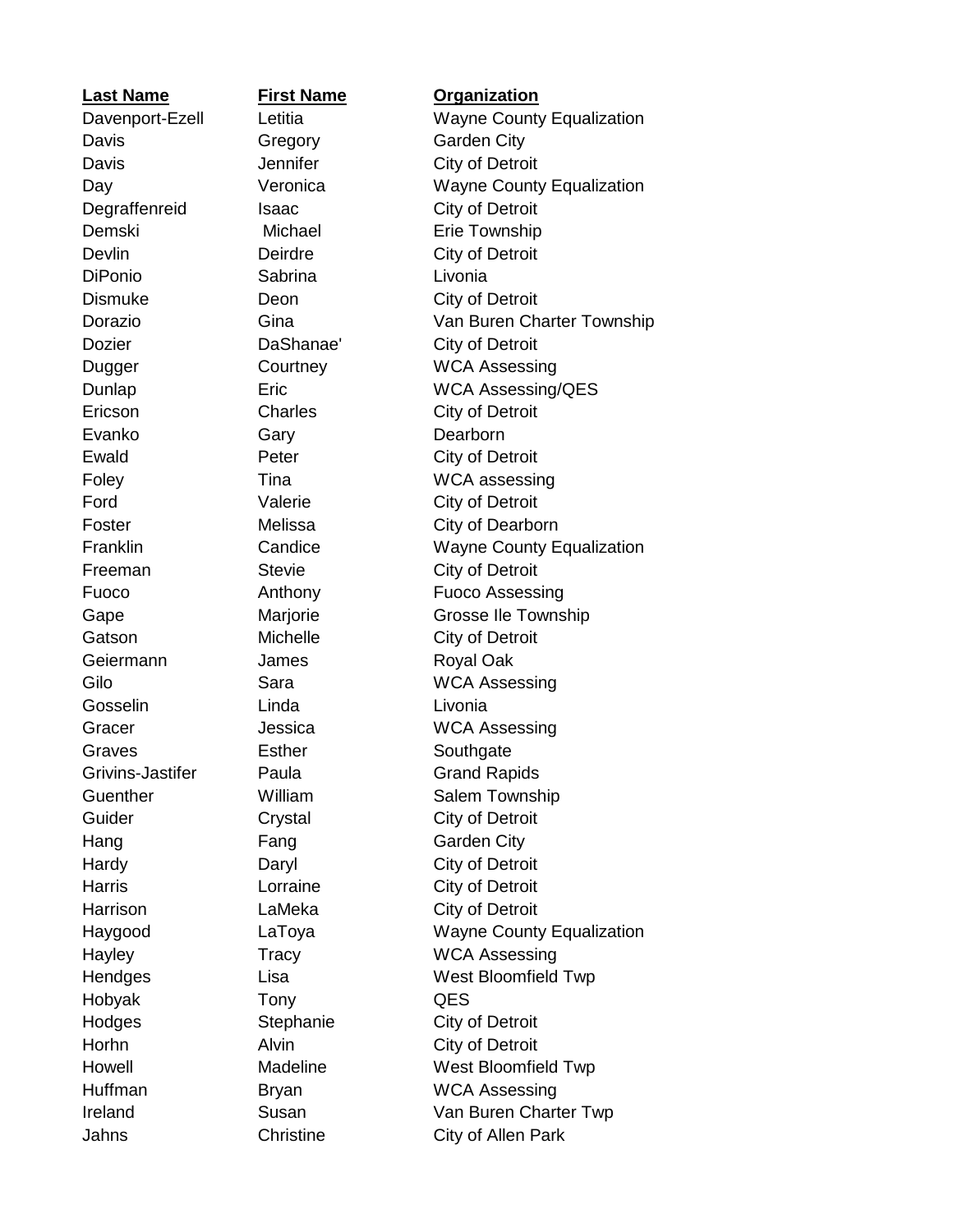| Last Name | First Name | Organization |
|---|---|---|
| Davenport-Ezell | Letitia | Wayne County Equalization |
| Davis | Gregory | Garden City |
| Davis | Jennifer | City of Detroit |
| Day | Veronica | Wayne County Equalization |
| Degraffenreid | Isaac | City of Detroit |
| Demski | Michael | Erie Township |
| Devlin | Deirdre | City of Detroit |
| DiPonio | Sabrina | Livonia |
| Dismuke | Deon | City of Detroit |
| Dorazio | Gina | Van Buren Charter Township |
| Dozier | DaShanae' | City of Detroit |
| Dugger | Courtney | WCA Assessing |
| Dunlap | Eric | WCA Assessing/QES |
| Ericson | Charles | City of Detroit |
| Evanko | Gary | Dearborn |
| Ewald | Peter | City of Detroit |
| Foley | Tina | WCA assessing |
| Ford | Valerie | City of Detroit |
| Foster | Melissa | City of Dearborn |
| Franklin | Candice | Wayne County Equalization |
| Freeman | Stevie | City of Detroit |
| Fuoco | Anthony | Fuoco Assessing |
| Gape | Marjorie | Grosse Ile Township |
| Gatson | Michelle | City of Detroit |
| Geiermann | James | Royal Oak |
| Gilo | Sara | WCA Assessing |
| Gosselin | Linda | Livonia |
| Gracer | Jessica | WCA Assessing |
| Graves | Esther | Southgate |
| Grivins-Jastifer | Paula | Grand Rapids |
| Guenther | William | Salem Township |
| Guider | Crystal | City of Detroit |
| Hang | Fang | Garden City |
| Hardy | Daryl | City of Detroit |
| Harris | Lorraine | City of Detroit |
| Harrison | LaMeka | City of Detroit |
| Haygood | LaToya | Wayne County Equalization |
| Hayley | Tracy | WCA Assessing |
| Hendges | Lisa | West Bloomfield Twp |
| Hobyak | Tony | QES |
| Hodges | Stephanie | City of Detroit |
| Horhn | Alvin | City of Detroit |
| Howell | Madeline | West Bloomfield Twp |
| Huffman | Bryan | WCA Assessing |
| Ireland | Susan | Van Buren Charter Twp |
| Jahns | Christine | City of Allen Park |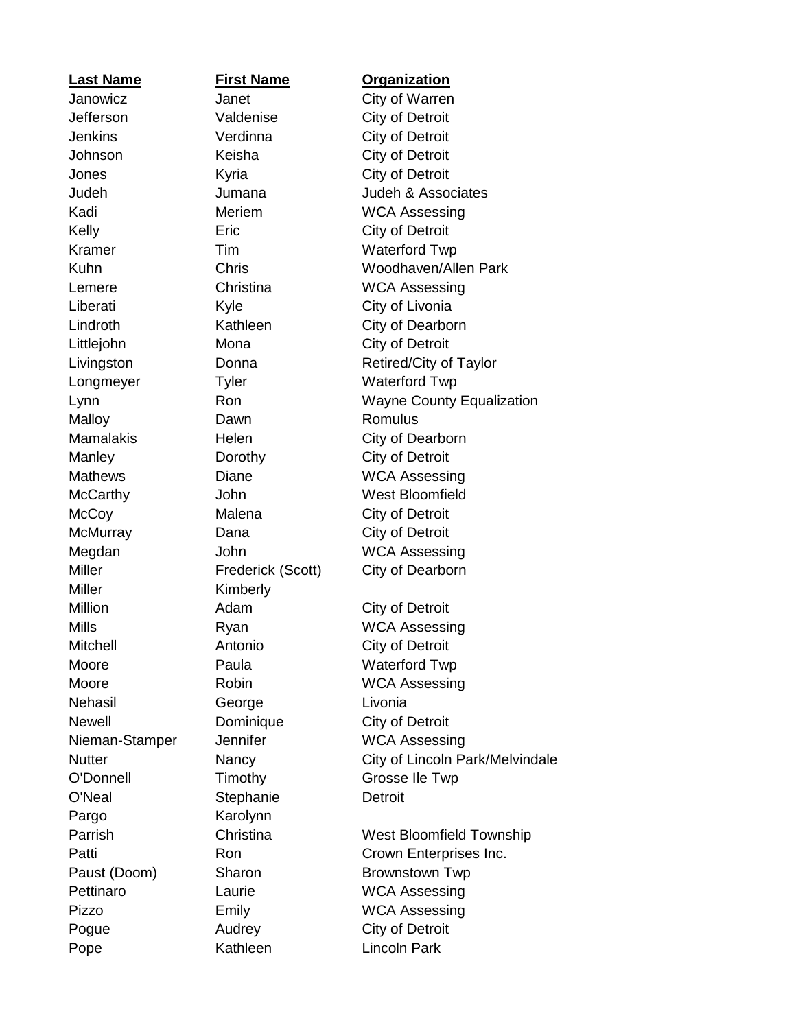| Last Name | First Name | Organization |
| --- | --- | --- |
| Janowicz | Janet | City of Warren |
| Jefferson | Valdenise | City of Detroit |
| Jenkins | Verdinna | City of Detroit |
| Johnson | Keisha | City of Detroit |
| Jones | Kyria | City of Detroit |
| Judeh | Jumana | Judeh & Associates |
| Kadi | Meriem | WCA Assessing |
| Kelly | Eric | City of Detroit |
| Kramer | Tim | Waterford Twp |
| Kuhn | Chris | Woodhaven/Allen Park |
| Lemere | Christina | WCA Assessing |
| Liberati | Kyle | City of Livonia |
| Lindroth | Kathleen | City of Dearborn |
| Littlejohn | Mona | City of Detroit |
| Livingston | Donna | Retired/City of Taylor |
| Longmeyer | Tyler | Waterford Twp |
| Lynn | Ron | Wayne County Equalization |
| Malloy | Dawn | Romulus |
| Mamalakis | Helen | City of Dearborn |
| Manley | Dorothy | City of Detroit |
| Mathews | Diane | WCA Assessing |
| McCarthy | John | West Bloomfield |
| McCoy | Malena | City of Detroit |
| McMurray | Dana | City of Detroit |
| Megdan | John | WCA Assessing |
| Miller | Frederick (Scott) | City of Dearborn |
| Miller | Kimberly | |
| Million | Adam | City of Detroit |
| Mills | Ryan | WCA Assessing |
| Mitchell | Antonio | City of Detroit |
| Moore | Paula | Waterford Twp |
| Moore | Robin | WCA Assessing |
| Nehasil | George | Livonia |
| Newell | Dominique | City of Detroit |
| Nieman-Stamper | Jennifer | WCA Assessing |
| Nutter | Nancy | City of Lincoln Park/Melvindale |
| O'Donnell | Timothy | Grosse Ile Twp |
| O'Neal | Stephanie | Detroit |
| Pargo | Karolynn | |
| Parrish | Christina | West Bloomfield Township |
| Patti | Ron | Crown Enterprises Inc. |
| Paust (Doom) | Sharon | Brownstown Twp |
| Pettinaro | Laurie | WCA Assessing |
| Pizzo | Emily | WCA Assessing |
| Pogue | Audrey | City of Detroit |
| Pope | Kathleen | Lincoln Park |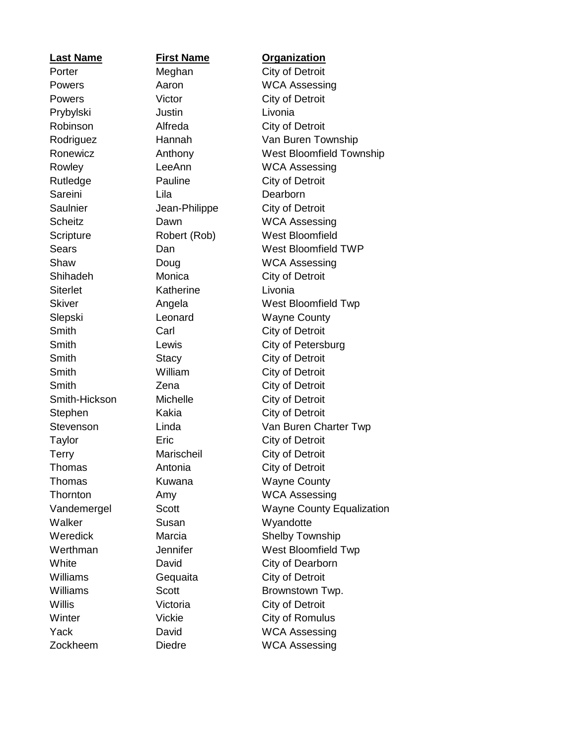| Last Name | First Name | Organization |
|---|---|---|
| Porter | Meghan | City of Detroit |
| Powers | Aaron | WCA Assessing |
| Powers | Victor | City of Detroit |
| Prybylski | Justin | Livonia |
| Robinson | Alfreda | City of Detroit |
| Rodriguez | Hannah | Van Buren Township |
| Ronewicz | Anthony | West Bloomfield Township |
| Rowley | LeeAnn | WCA Assessing |
| Rutledge | Pauline | City of Detroit |
| Sareini | Lila | Dearborn |
| Saulnier | Jean-Philippe | City of Detroit |
| Scheitz | Dawn | WCA Assessing |
| Scripture | Robert (Rob) | West Bloomfield |
| Sears | Dan | West Bloomfield TWP |
| Shaw | Doug | WCA Assessing |
| Shihadeh | Monica | City of Detroit |
| Siterlet | Katherine | Livonia |
| Skiver | Angela | West Bloomfield Twp |
| Slepski | Leonard | Wayne County |
| Smith | Carl | City of Detroit |
| Smith | Lewis | City of Petersburg |
| Smith | Stacy | City of Detroit |
| Smith | William | City of Detroit |
| Smith | Zena | City of Detroit |
| Smith-Hickson | Michelle | City of Detroit |
| Stephen | Kakia | City of Detroit |
| Stevenson | Linda | Van Buren Charter Twp |
| Taylor | Eric | City of Detroit |
| Terry | Marischeil | City of Detroit |
| Thomas | Antonia | City of Detroit |
| Thomas | Kuwana | Wayne County |
| Thornton | Amy | WCA Assessing |
| Vandemergel | Scott | Wayne County Equalization |
| Walker | Susan | Wyandotte |
| Weredick | Marcia | Shelby Township |
| Werthman | Jennifer | West Bloomfield Twp |
| White | David | City of Dearborn |
| Williams | Gequaita | City of Detroit |
| Williams | Scott | Brownstown Twp. |
| Willis | Victoria | City of Detroit |
| Winter | Vickie | City of Romulus |
| Yack | David | WCA Assessing |
| Zockheem | Diedre | WCA Assessing |